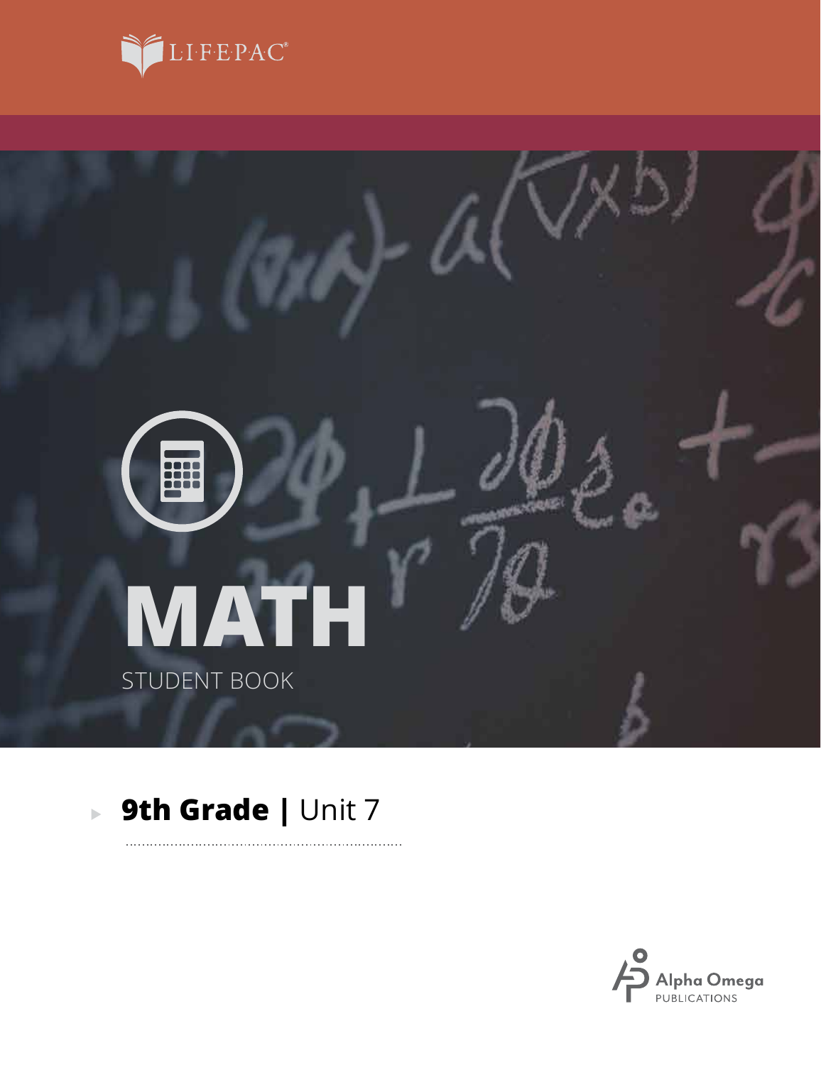LIFEPAC®

# MATH

STUDENT BOOK

## 9th Grade | Unit 7

Alpha Omega
PUBLICATIONS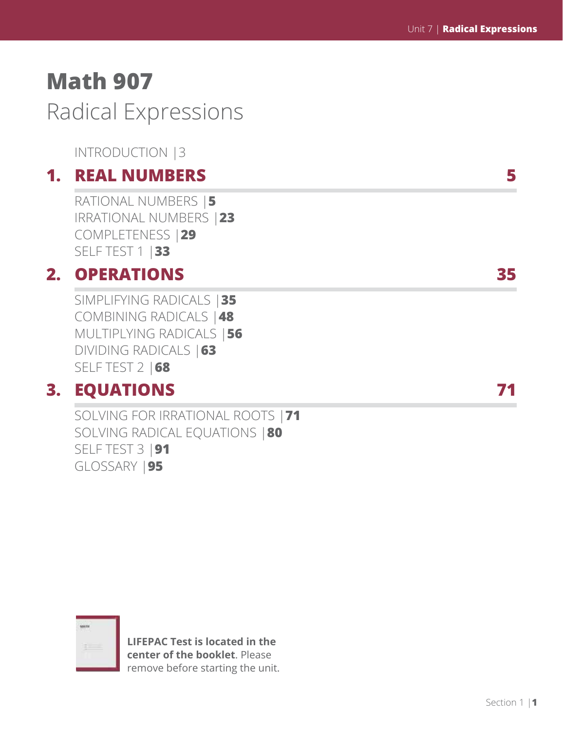# Math 907

## Radical Expressions

INTRODUCTION |3

## 1. REAL NUMBERS 5

RATIONAL NUMBERS |**5**
IRRATIONAL NUMBERS |**23**
COMPLETENESS |**29**
SELF TEST 1 |**33**

## 2. OPERATIONS 35

SIMPLIFYING RADICALS |**35**
COMBINING RADICALS |**48**
MULTIPLYING RADICALS |**56**
DIVIDING RADICALS |**63**
SELF TEST 2 |**68**

## 3. EQUATIONS 71

SOLVING FOR IRRATIONAL ROOTS |**71**
SOLVING RADICAL EQUATIONS |**80**
SELF TEST 3 |**91**
GLOSSARY |**95**

**LIFEPAC Test is located in the center of the booklet**. Please remove before starting the unit.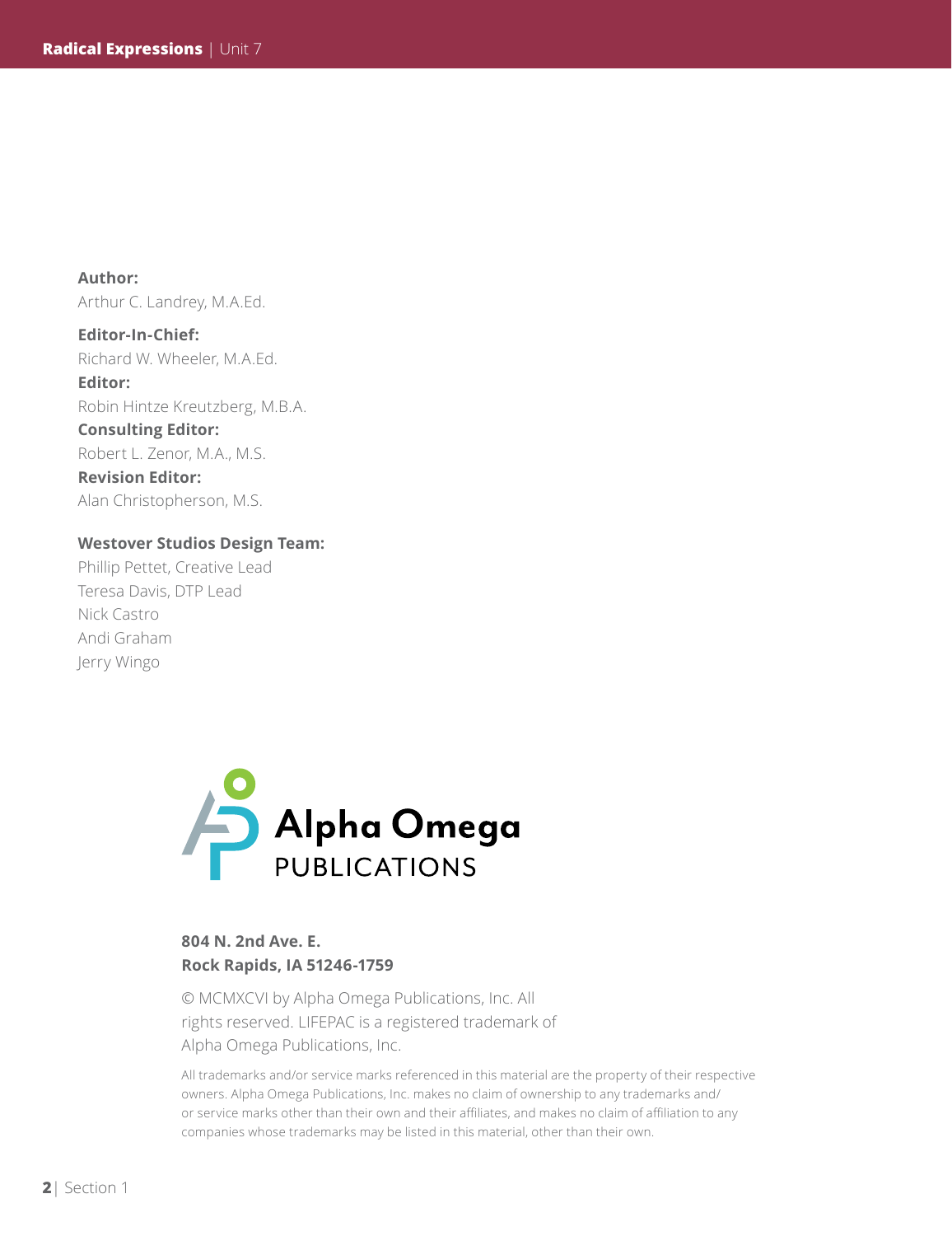**Author:**
Arthur C. Landrey, M.A.Ed.

**Editor-In-Chief:**
Richard W. Wheeler, M.A.Ed.

**Editor:**
Robin Hintze Kreutzberg, M.B.A.

**Consulting Editor:**
Robert L. Zenor, M.A., M.S.

**Revision Editor:**
Alan Christopherson, M.S.

**Westover Studios Design Team:**
Phillip Pettet, Creative Lead
Teresa Davis, DTP Lead
Nick Castro
Andi Graham
Jerry Wingo

Alpha Omega PUBLICATIONS

**804 N. 2nd Ave. E.**
**Rock Rapids, IA 51246-1759**

© MCMXCVI by Alpha Omega Publications, Inc. All rights reserved. LIFEPAC is a registered trademark of Alpha Omega Publications, Inc.

All trademarks and/or service marks referenced in this material are the property of their respective owners. Alpha Omega Publications, Inc. makes no claim of ownership to any trademarks and/or service marks other than their own and their affiliates, and makes no claim of affiliation to any companies whose trademarks may be listed in this material, other than their own.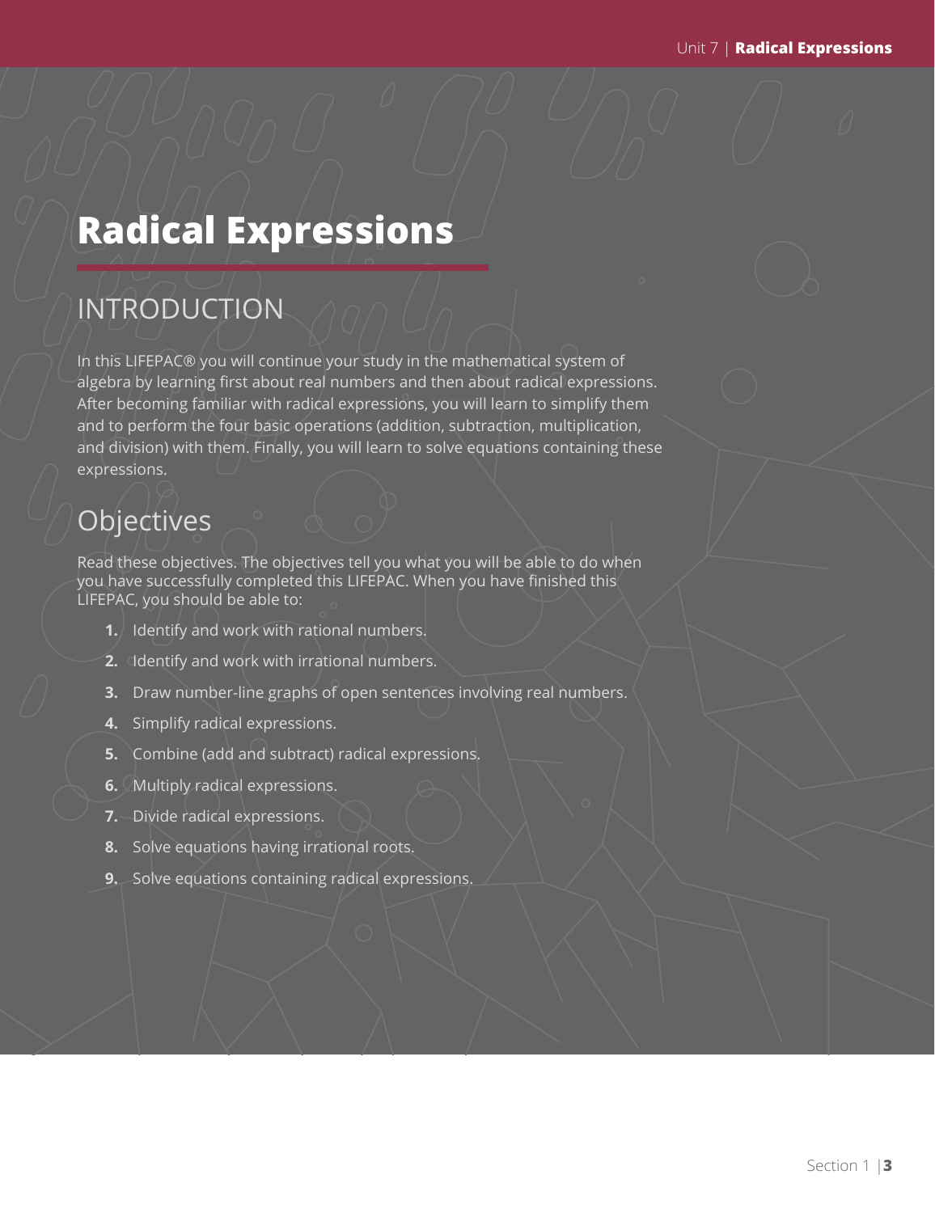# Radical Expressions

## INTRODUCTION

In this LIFEPAC® you will continue your study in the mathematical system of algebra by learning first about real numbers and then about radical expressions. After becoming familiar with radical expressions, you will learn to simplify them and to perform the four basic operations (addition, subtraction, multiplication, and division) with them. Finally, you will learn to solve equations containing these expressions.

## Objectives

Read these objectives. The objectives tell you what you will be able to do when you have successfully completed this LIFEPAC. When you have finished this LIFEPAC, you should be able to:

1. Identify and work with rational numbers.
2. Identify and work with irrational numbers.
3. Draw number-line graphs of open sentences involving real numbers.
4. Simplify radical expressions.
5. Combine (add and subtract) radical expressions.
6. Multiply radical expressions.
7. Divide radical expressions.
8. Solve equations having irrational roots.
9. Solve equations containing radical expressions.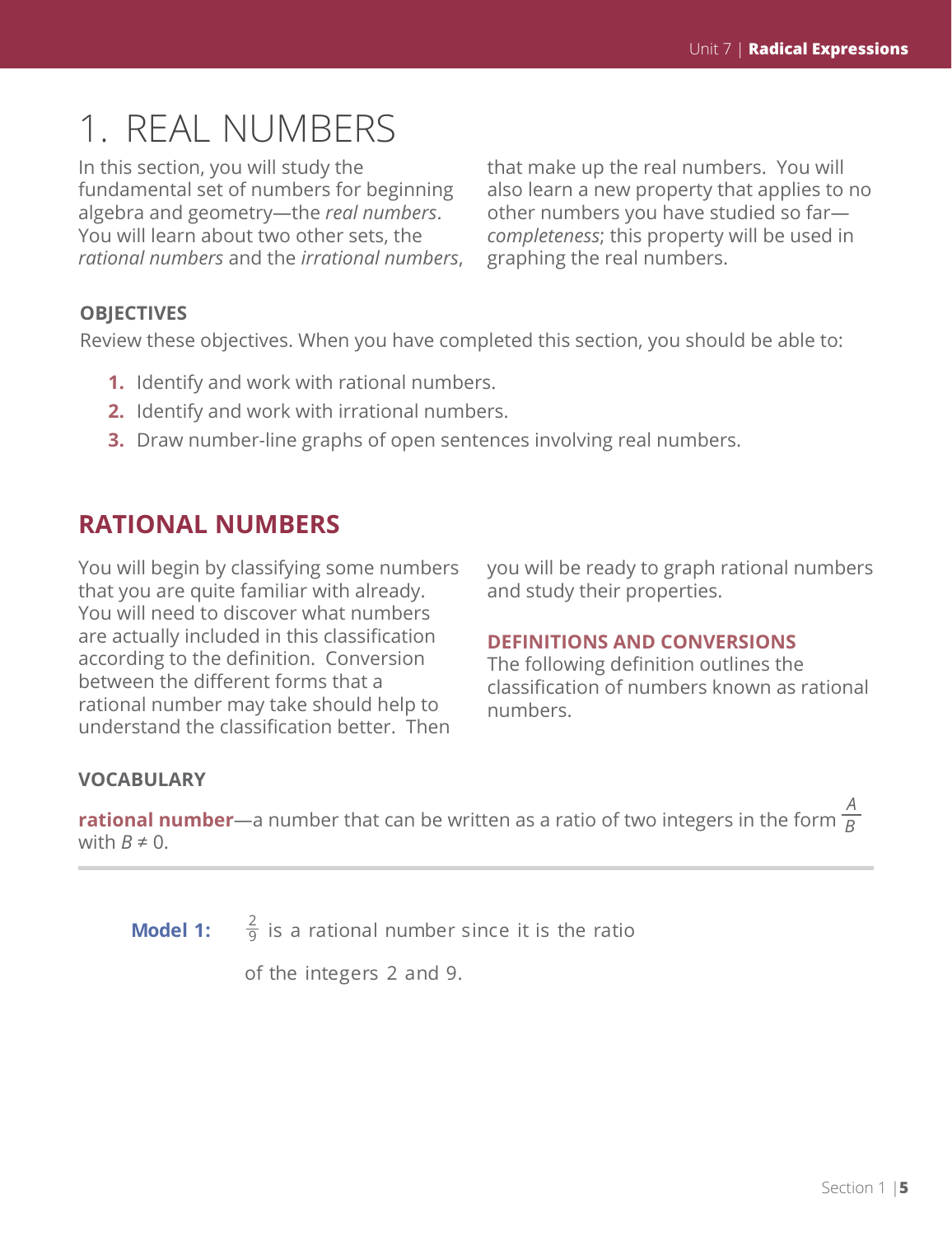# 1. REAL NUMBERS

In this section, you will study the fundamental set of numbers for beginning algebra and geometry—the *real numbers*. You will learn about two other sets, the *rational numbers* and the *irrational numbers*, that make up the real numbers. You will also learn a new property that applies to no other numbers you have studied so far—*completeness*; this property will be used in graphing the real numbers.

**OBJECTIVES**

Review these objectives. When you have completed this section, you should be able to:

1. Identify and work with rational numbers.
2. Identify and work with irrational numbers.
3. Draw number-line graphs of open sentences involving real numbers.

## RATIONAL NUMBERS

You will begin by classifying some numbers that you are quite familiar with already. You will need to discover what numbers are actually included in this classification according to the definition. Conversion between the different forms that a rational number may take should help to understand the classification better. Then you will be ready to graph rational numbers and study their properties.

### DEFINITIONS AND CONVERSIONS

The following definition outlines the classification of numbers known as rational numbers.

**VOCABULARY**

**rational number**—a number that can be written as a ratio of two integers in the form $\frac{A}{B}$ with $B \neq 0$.

---

**Model 1:** $\frac{2}{9}$ is a rational number since it is the ratio of the integers 2 and 9.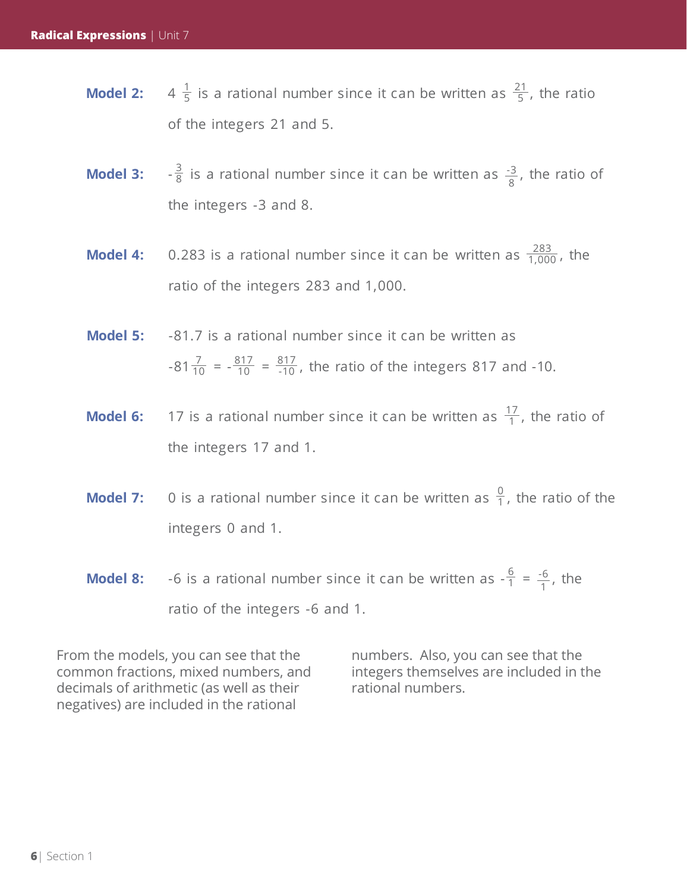**Model 2:** $4\frac{1}{5}$ is a rational number since it can be written as $\frac{21}{5}$, the ratio of the integers 21 and 5.

**Model 3:** $-\frac{3}{8}$ is a rational number since it can be written as $\frac{-3}{8}$, the ratio of the integers -3 and 8.

**Model 4:** 0.283 is a rational number since it can be written as $\frac{283}{1{,}000}$, the ratio of the integers 283 and 1,000.

**Model 5:** -81.7 is a rational number since it can be written as $-81\frac{7}{10} = -\frac{817}{10} = \frac{817}{-10}$, the ratio of the integers 817 and -10.

**Model 6:** 17 is a rational number since it can be written as $\frac{17}{1}$, the ratio of the integers 17 and 1.

**Model 7:** 0 is a rational number since it can be written as $\frac{0}{1}$, the ratio of the integers 0 and 1.

**Model 8:** -6 is a rational number since it can be written as $-\frac{6}{1} = \frac{-6}{1}$, the ratio of the integers -6 and 1.

From the models, you can see that the common fractions, mixed numbers, and decimals of arithmetic (as well as their negatives) are included in the rational numbers. Also, you can see that the integers themselves are included in the rational numbers.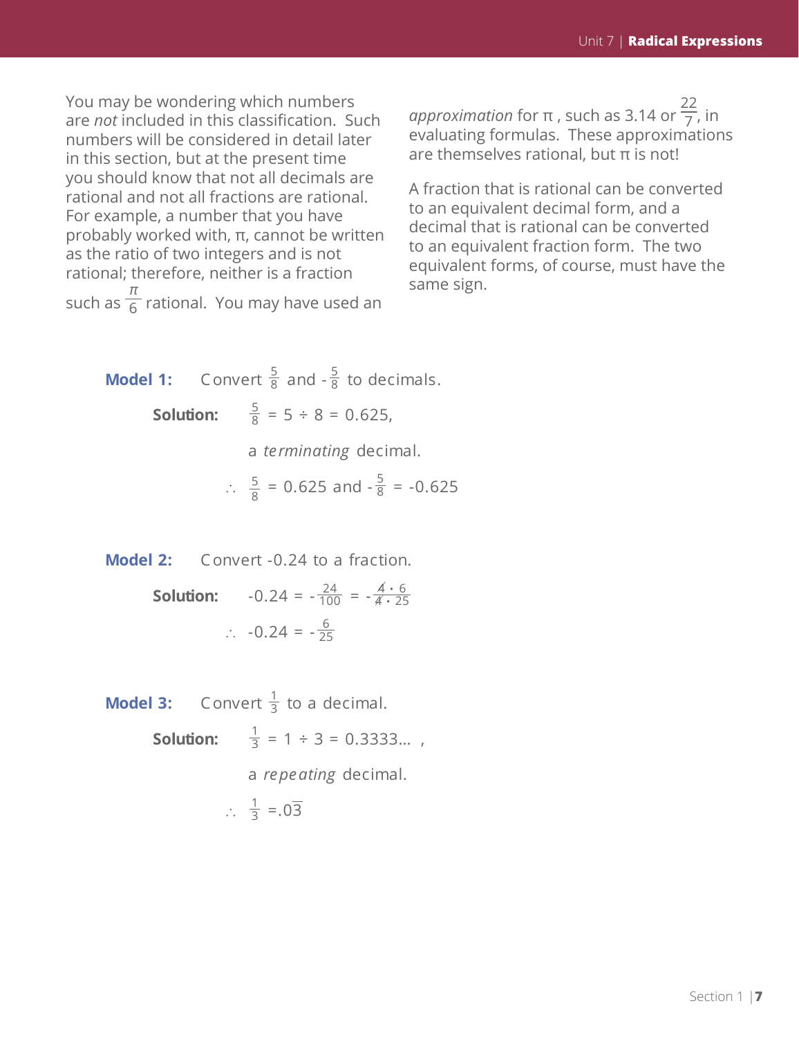You may be wondering which numbers are *not* included in this classification. Such numbers will be considered in detail later in this section, but at the present time you should know that not all decimals are rational and not all fractions are rational. For example, a number that you have probably worked with, π, cannot be written as the ratio of two integers and is not rational; therefore, neither is a fraction such as $\frac{\pi}{6}$ rational. You may have used an *approximation* for π , such as 3.14 or $\frac{22}{7}$, in evaluating formulas. These approximations are themselves rational, but π is not!

A fraction that is rational can be converted to an equivalent decimal form, and a decimal that is rational can be converted to an equivalent fraction form. The two equivalent forms, of course, must have the same sign.

**Model 1:** Convert $\frac{5}{8}$ and $-\frac{5}{8}$ to decimals.

**Solution:** $\frac{5}{8} = 5 \div 8 = 0.625$,

a *terminating* decimal.

$\therefore \ \frac{5}{8} = 0.625$ and $-\frac{5}{8} = -0.625$

**Model 2:** Convert -0.24 to a fraction.

**Solution:** $-0.24 = -\frac{24}{100} = -\frac{\cancel{4} \cdot 6}{\cancel{4} \cdot 25}$

$\therefore \ -0.24 = -\frac{6}{25}$

**Model 3:** Convert $\frac{1}{3}$ to a decimal.

**Solution:** $\frac{1}{3} = 1 \div 3 = 0.3333\ldots$ ,

a *repeating* decimal.

$\therefore \ \frac{1}{3} = .0\overline{3}$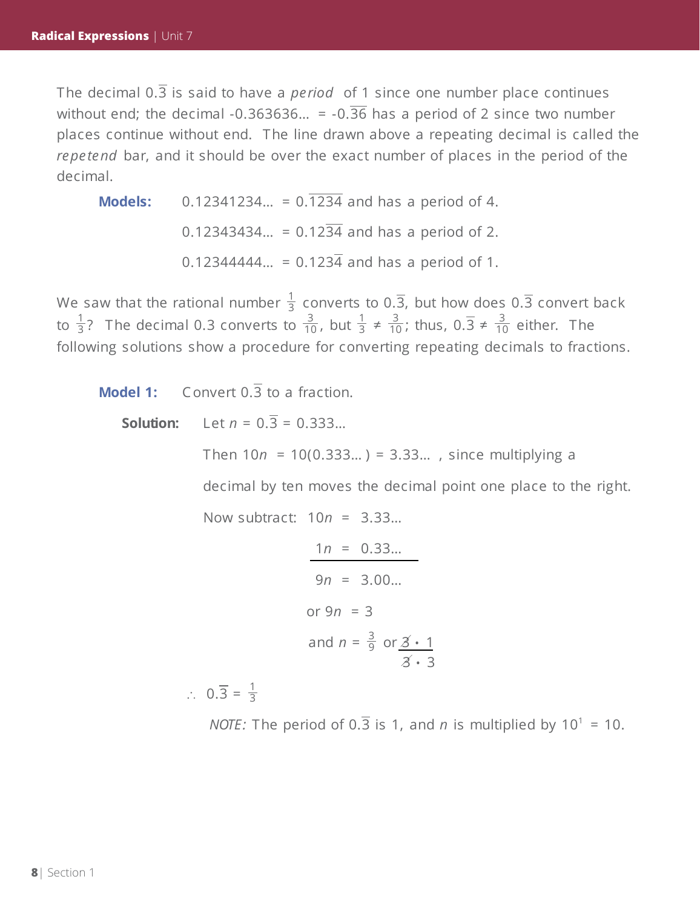The decimal $0.\overline{3}$ is said to have a *period* of 1 since one number place continues without end; the decimal $-0.363636... = -0.\overline{36}$ has a period of 2 since two number places continue without end. The line drawn above a repeating decimal is called the *repetend* bar, and it should be over the exact number of places in the period of the decimal.

**Models:** $0.12341234... = 0.\overline{1234}$ and has a period of 4.

$0.12343434... = 0.12\overline{34}$ and has a period of 2.

$0.12344444... = 0.123\overline{4}$ and has a period of 1.

We saw that the rational number $\frac{1}{3}$ converts to $0.\overline{3}$, but how does $0.\overline{3}$ convert back to $\frac{1}{3}$? The decimal 0.3 converts to $\frac{3}{10}$, but $\frac{1}{3} \neq \frac{3}{10}$; thus, $0.\overline{3} \neq \frac{3}{10}$ either. The following solutions show a procedure for converting repeating decimals to fractions.

**Model 1:** Convert $0.\overline{3}$ to a fraction.

**Solution:** Let $n = 0.\overline{3} = 0.333...$

Then $10n = 10(0.333...) = 3.33...$ , since multiplying a decimal by ten moves the decimal point one place to the right.

Now subtract:

$$
\begin{aligned}
10n &= 3.33... \\
\underline{1n} &\underline{= 0.33...} \\
9n &= 3.00...
\end{aligned}
$$

or $9n = 3$

and $n = \frac{3}{9}$ or $\frac{\cancel{3} \cdot 1}{\cancel{3} \cdot 3}$

$\therefore \; 0.\overline{3} = \frac{1}{3}$

*NOTE:* The period of $0.\overline{3}$ is 1, and $n$ is multiplied by $10^1 = 10$.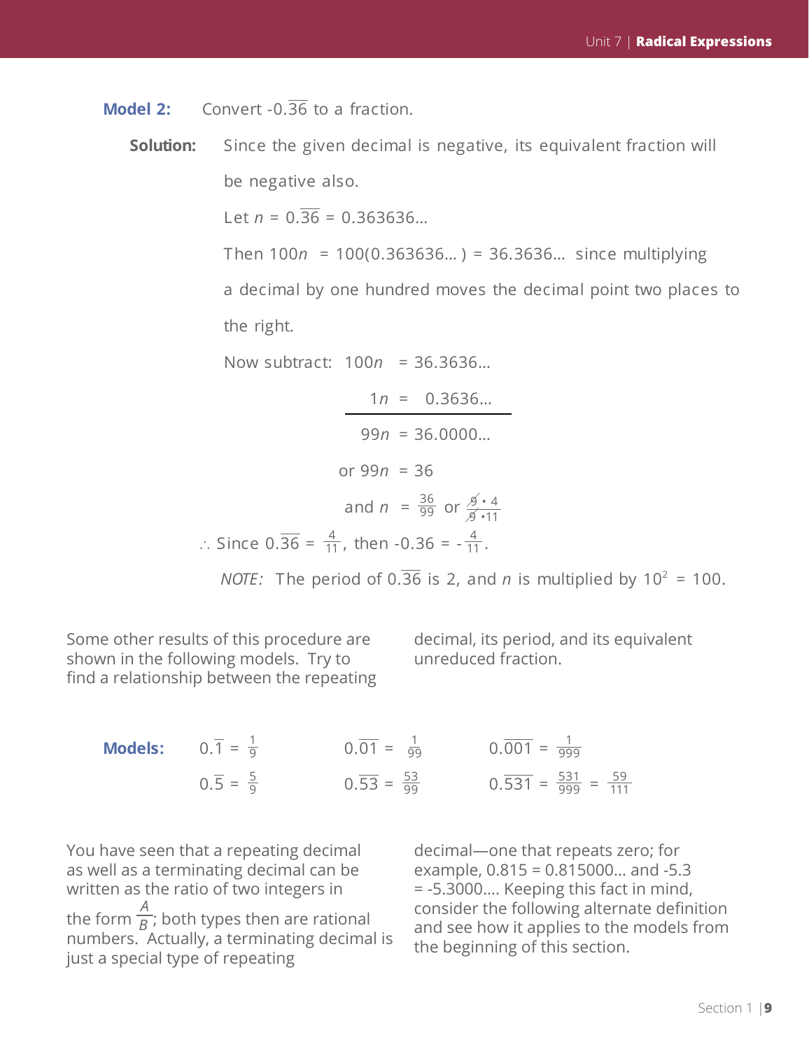**Model 2:** Convert $-0.\overline{36}$ to a fraction.

**Solution:** Since the given decimal is negative, its equivalent fraction will be negative also.

Let $n = 0.\overline{36} = 0.363636...$

Then $100n = 100(0.363636...) = 36.3636...$ since multiplying a decimal by one hundred moves the decimal point two places to the right.

Now subtract:

$$\begin{aligned} 100n &= 36.3636... \\ 1n &= 0.3636... \\ \hline 99n &= 36.0000... \end{aligned}$$

$$\text{or } 99n = 36$$

$$\text{and } n = \frac{36}{99} \text{ or } \frac{\cancel{9} \cdot 4}{\cancel{9} \cdot 11}$$

$\therefore$ Since $0.\overline{36} = \frac{4}{11}$, then $-0.\overline{36} = -\frac{4}{11}$.

*NOTE:* The period of $0.\overline{36}$ is 2, and $n$ is multiplied by $10^2 = 100$.

Some other results of this procedure are shown in the following models. Try to find a relationship between the repeating decimal, its period, and its equivalent unreduced fraction.

**Models:**

$0.\overline{1} = \frac{1}{9}$ $\quad$ $0.\overline{01} = \frac{1}{99}$ $\quad$ $0.\overline{001} = \frac{1}{999}$

$0.\overline{5} = \frac{5}{9}$ $\quad$ $0.\overline{53} = \frac{53}{99}$ $\quad$ $0.\overline{531} = \frac{531}{999} = \frac{59}{111}$

You have seen that a repeating decimal as well as a terminating decimal can be written as the ratio of two integers in the form $\frac{A}{B}$; both types then are rational numbers. Actually, a terminating decimal is just a special type of repeating decimal—one that repeats zero; for example, 0.815 = 0.815000... and -5.3 = -5.3000.... Keeping this fact in mind, consider the following alternate definition and see how it applies to the models from the beginning of this section.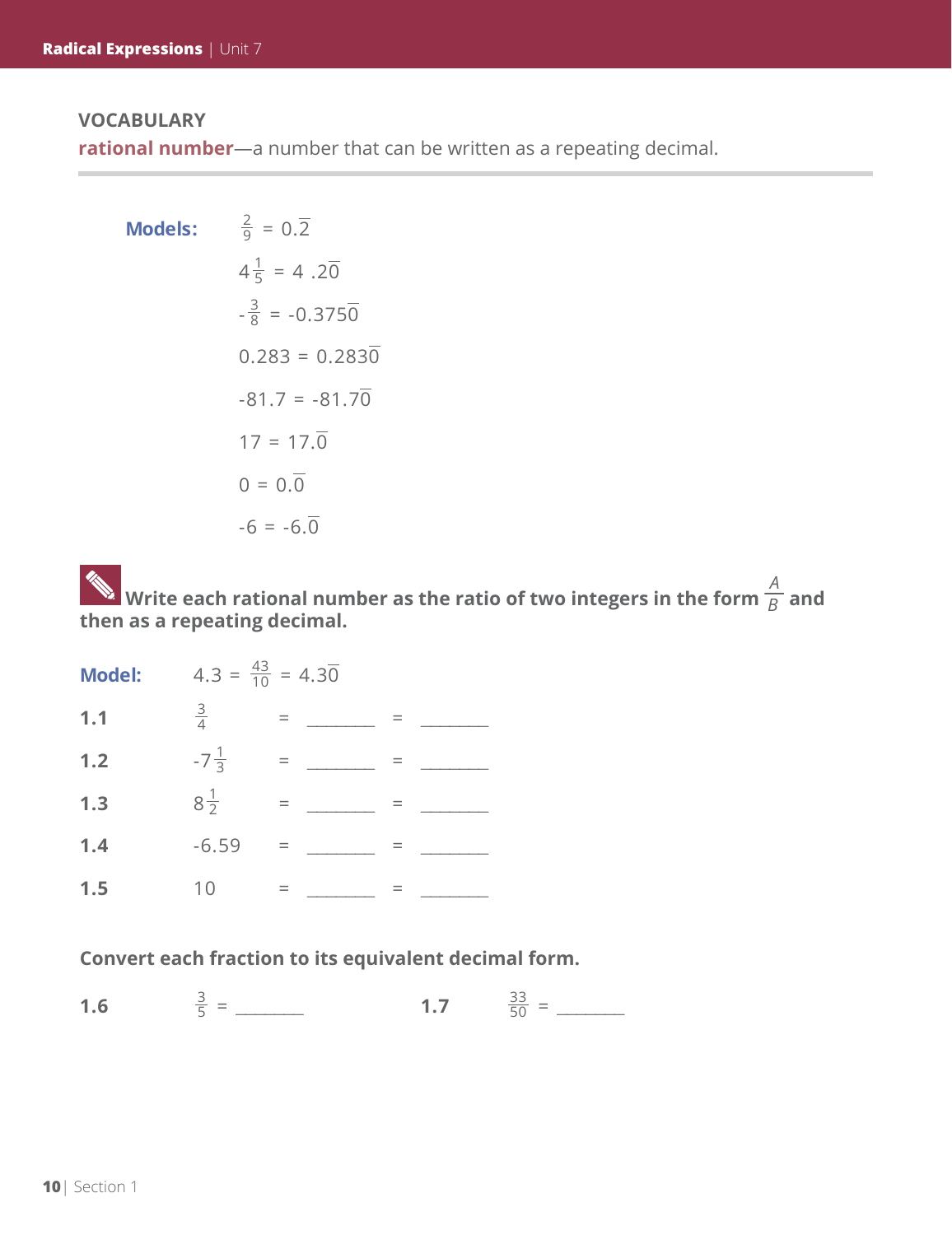### VOCABULARY

**rational number**—a number that can be written as a repeating decimal.

**Models:**

$\frac{2}{9} = 0.\overline{2}$

$4\frac{1}{5} = 4.2\overline{0}$

$-\frac{3}{8} = -0.375\overline{0}$

$0.283 = 0.283\overline{0}$

$-81.7 = -81.7\overline{0}$

$17 = 17.\overline{0}$

$0 = 0.\overline{0}$

$-6 = -6.\overline{0}$

**Write each rational number as the ratio of two integers in the form $\frac{A}{B}$ and then as a repeating decimal.**

**Model:** $4.3 = \frac{43}{10} = 4.3\overline{0}$

**1.1** $\frac{3}{4}$ = ________ = ________

**1.2** $-7\frac{1}{3}$ = ________ = ________

**1.3** $8\frac{1}{2}$ = ________ = ________

**1.4** $-6.59$ = ________ = ________

**1.5** $10$ = ________ = ________

**Convert each fraction to its equivalent decimal form.**

**1.6** $\frac{3}{5}$ = ________

**1.7** $\frac{33}{50}$ = ________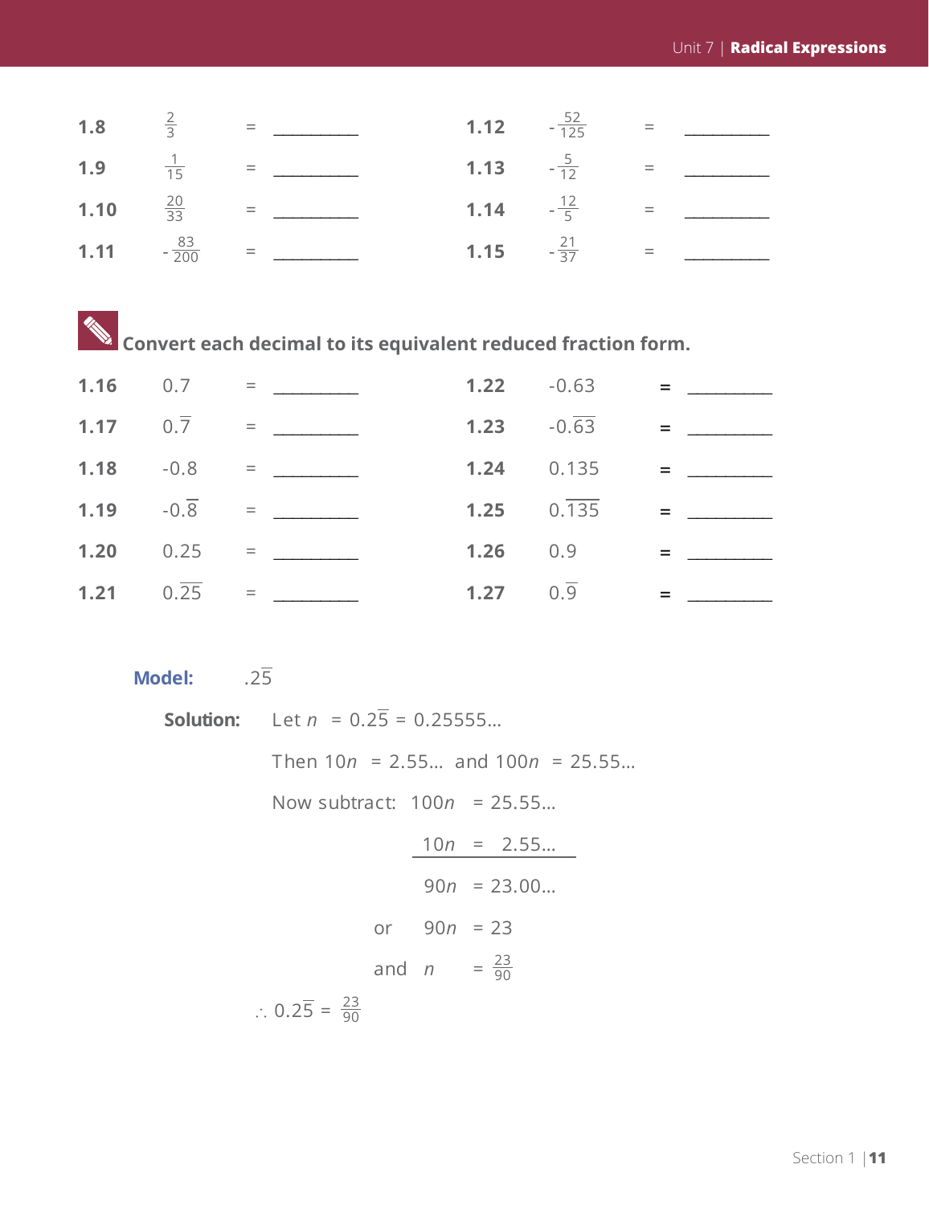1.8 $\frac{2}{3}$ = __________

1.9 $\frac{1}{15}$ = __________

1.10 $\frac{20}{33}$ = __________

1.11 $-\frac{83}{200}$ = __________

1.12 $-\frac{52}{125}$ = __________

1.13 $-\frac{5}{12}$ = __________

1.14 $-\frac{12}{5}$ = __________

1.15 $-\frac{21}{37}$ = __________

**Convert each decimal to its equivalent reduced fraction form.**

1.16 $0.7$ = __________

1.17 $0.\overline{7}$ = __________

1.18 $-0.8$ = __________

1.19 $-0.\overline{8}$ = __________

1.20 $0.25$ = __________

1.21 $0.\overline{25}$ = __________

1.22 $-0.63$ = __________

1.23 $-0.\overline{63}$ = __________

1.24 $0.135$ = __________

1.25 $0.\overline{135}$ = __________

1.26 $0.9$ = __________

1.27 $0.\overline{9}$ = __________

**Model:** $.2\overline{5}$

**Solution:** Let $n = 0.2\overline{5} = 0.25555...$

Then $10n = 2.55...$ and $100n = 25.55...$

Now subtract:

$$
\begin{array}{rl}
100n &= 25.55... \\
10n &= \phantom{0}2.55... \\
\hline
90n &= 23.00...
\end{array}
$$

or $90n = 23$

and $n = \frac{23}{90}$

$\therefore 0.2\overline{5} = \frac{23}{90}$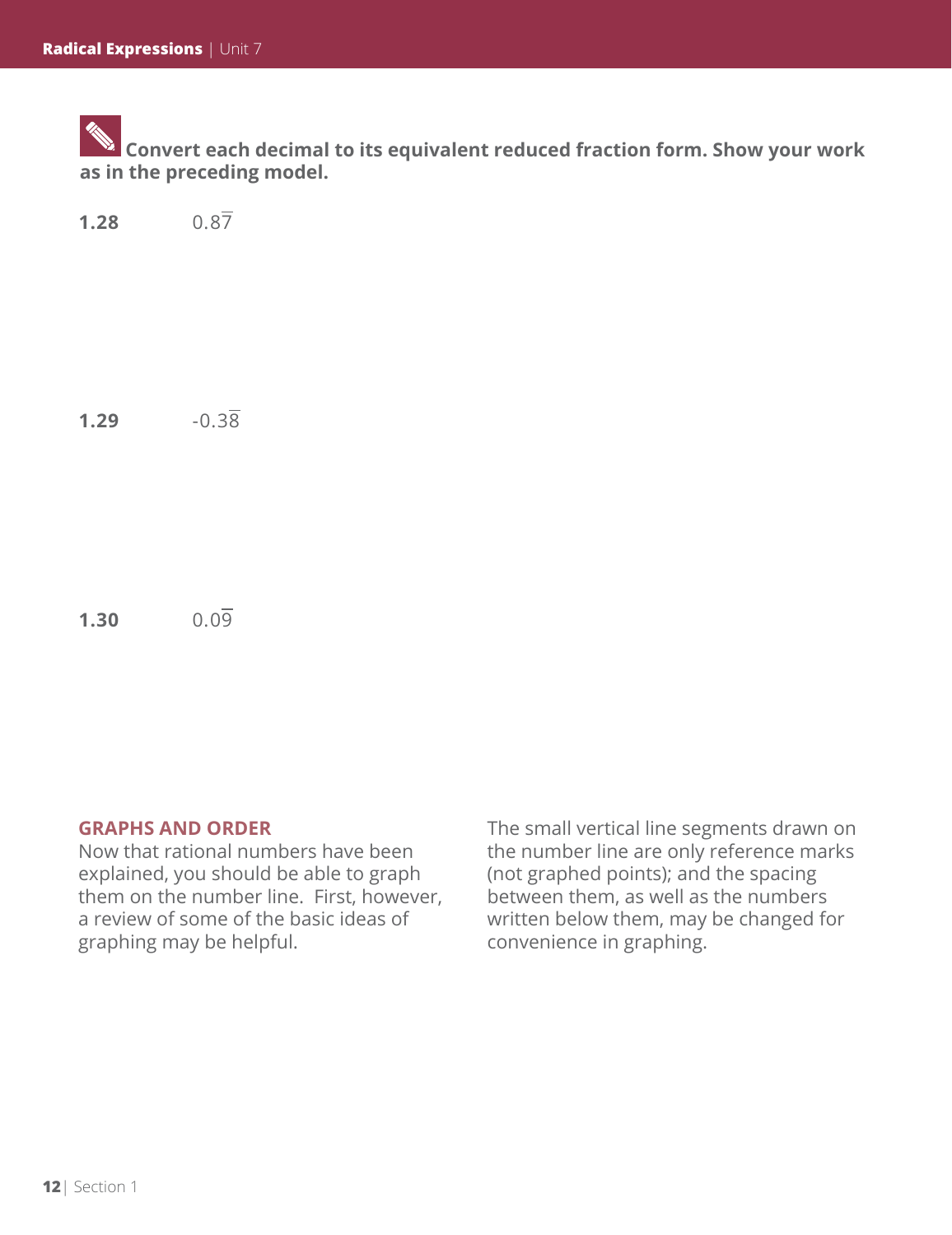**Convert each decimal to its equivalent reduced fraction form. Show your work as in the preceding model.**

**1.28** $0.8\overline{7}$

**1.29** $-0.3\overline{8}$

**1.30** $0.0\overline{9}$

## GRAPHS AND ORDER

Now that rational numbers have been explained, you should be able to graph them on the number line. First, however, a review of some of the basic ideas of graphing may be helpful.

The small vertical line segments drawn on the number line are only reference marks (not graphed points); and the spacing between them, as well as the numbers written below them, may be changed for convenience in graphing.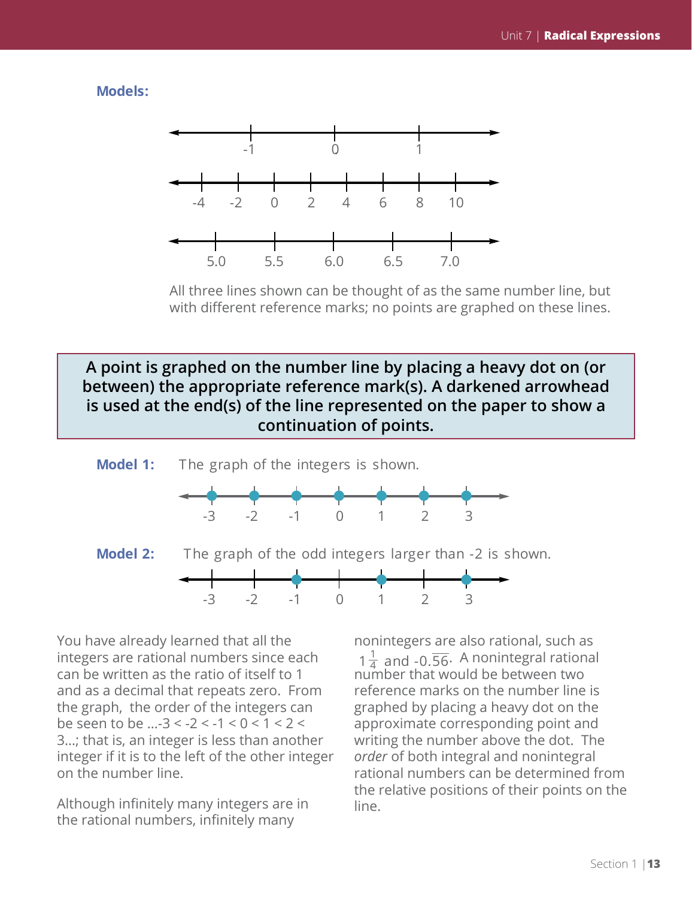**Models:**

-1 0 1

-4 -2 0 2 4 6 8 10

5.0 5.5 6.0 6.5 7.0

All three lines shown can be thought of as the same number line, but with different reference marks; no points are graphed on these lines.

**A point is graphed on the number line by placing a heavy dot on (or between) the appropriate reference mark(s). A darkened arrowhead is used at the end(s) of the line represented on the paper to show a continuation of points.**

**Model 1:** The graph of the integers is shown.

-3 -2 -1 0 1 2 3

**Model 2:** The graph of the odd integers larger than -2 is shown.

-3 -2 -1 0 1 2 3

You have already learned that all the integers are rational numbers since each can be written as the ratio of itself to 1 and as a decimal that repeats zero. From the graph, the order of the integers can be seen to be $\ldots -3 < -2 < -1 < 0 < 1 < 2 < 3 \ldots$; that is, an integer is less than another integer if it is to the left of the other integer on the number line.

Although infinitely many integers are in the rational numbers, infinitely many nonintegers are also rational, such as $1\frac{1}{4}$ and $-0.\overline{56}$. A nonintegral rational number that would be between two reference marks on the number line is graphed by placing a heavy dot on the approximate corresponding point and writing the number above the dot. The *order* of both integral and nonintegral rational numbers can be determined from the relative positions of their points on the line.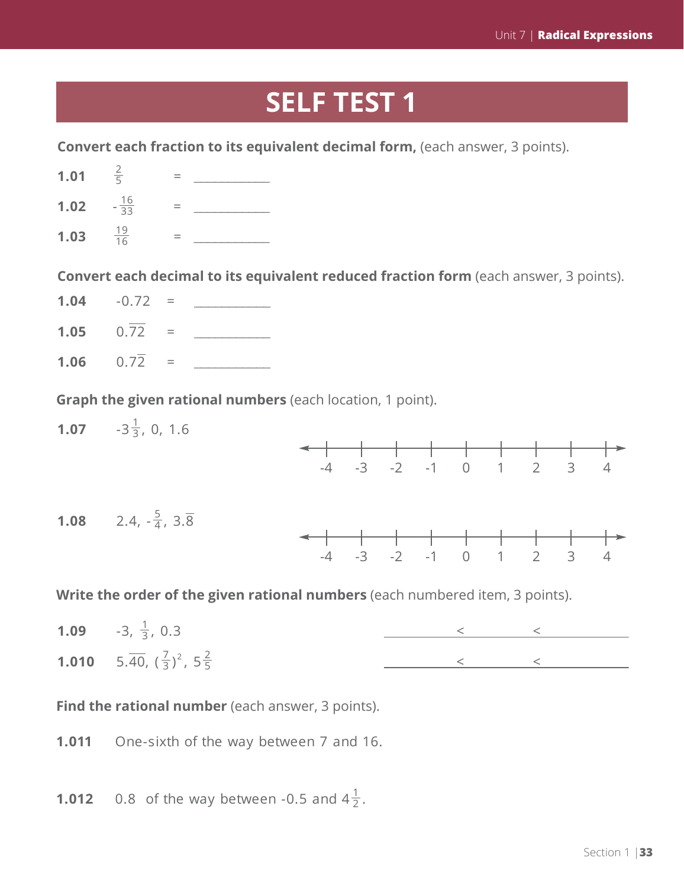# SELF TEST 1

**Convert each fraction to its equivalent decimal form,** (each answer, 3 points).

**1.01** $\frac{2}{5}$ = ____________

**1.02** $-\frac{16}{33}$ = ____________

**1.03** $\frac{19}{16}$ = ____________

**Convert each decimal to its equivalent reduced fraction form** (each answer, 3 points).

**1.04** $-0.72$ = ____________

**1.05** $0.\overline{72}$ = ____________

**1.06** $0.7\overline{2}$ = ____________

**Graph the given rational numbers** (each location, 1 point).

**1.07** $-3\frac{1}{3}$, 0, 1.6

-4 -3 -2 -1 0 1 2 3 4

**1.08** 2.4, $-\frac{5}{4}$, $3.\overline{8}$

-4 -3 -2 -1 0 1 2 3 4

**Write the order of the given rational numbers** (each numbered item, 3 points).

**1.09** $-3$, $\frac{1}{3}$, 0.3 ____________ < ____________ < ____________

**1.010** $5.\overline{40}$, $\left(\frac{7}{3}\right)^2$, $5\frac{2}{5}$ ____________ < ____________ < ____________

**Find the rational number** (each answer, 3 points).

**1.011** One-sixth of the way between 7 and 16.

**1.012** 0.8 of the way between -0.5 and $4\frac{1}{2}$.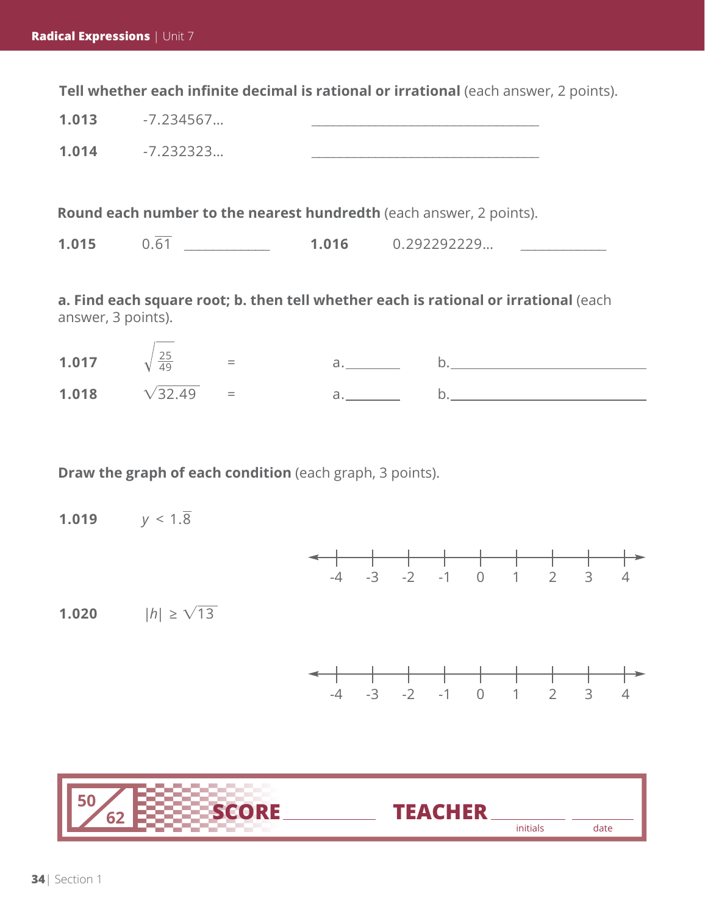**Tell whether each infinite decimal is rational or irrational** (each answer, 2 points).

**1.013** $-7.234567...$ \_\_\_\_\_\_\_\_\_\_\_\_\_\_\_\_\_\_\_\_\_\_\_\_\_\_\_\_\_\_

**1.014** $-7.232323...$ \_\_\_\_\_\_\_\_\_\_\_\_\_\_\_\_\_\_\_\_\_\_\_\_\_\_\_\_\_\_

**Round each number to the nearest hundredth** (each answer, 2 points).

**1.015** $0.\overline{61}$ \_\_\_\_\_\_\_\_\_\_\_\_ **1.016** $0.292292229...$ \_\_\_\_\_\_\_\_\_\_\_\_

**a. Find each square root; b. then tell whether each is rational or irrational** (each answer, 3 points).

**1.017** $\sqrt{\frac{25}{49}}$ = a. \_\_\_\_\_\_\_\_ b. \_\_\_\_\_\_\_\_\_\_\_\_\_\_\_\_\_\_\_\_\_\_\_\_\_\_\_\_

**1.018** $\sqrt{32.49}$ = a. \_\_\_\_\_\_\_\_ b. \_\_\_\_\_\_\_\_\_\_\_\_\_\_\_\_\_\_\_\_\_\_\_\_\_\_\_\_

**Draw the graph of each condition** (each graph, 3 points).

**1.019** $y < 1.\overline{8}$

-4 -3 -2 -1 0 1 2 3 4

**1.020** $|h| \geq \sqrt{13}$

-4 -3 -2 -1 0 1 2 3 4

| 50/62 | SCORE \_\_\_\_\_\_\_\_\_\_ | TEACHER \_\_\_\_\_\_\_\_\_\_ initials | \_\_\_\_\_\_\_\_\_\_ date |
|---|---|---|---|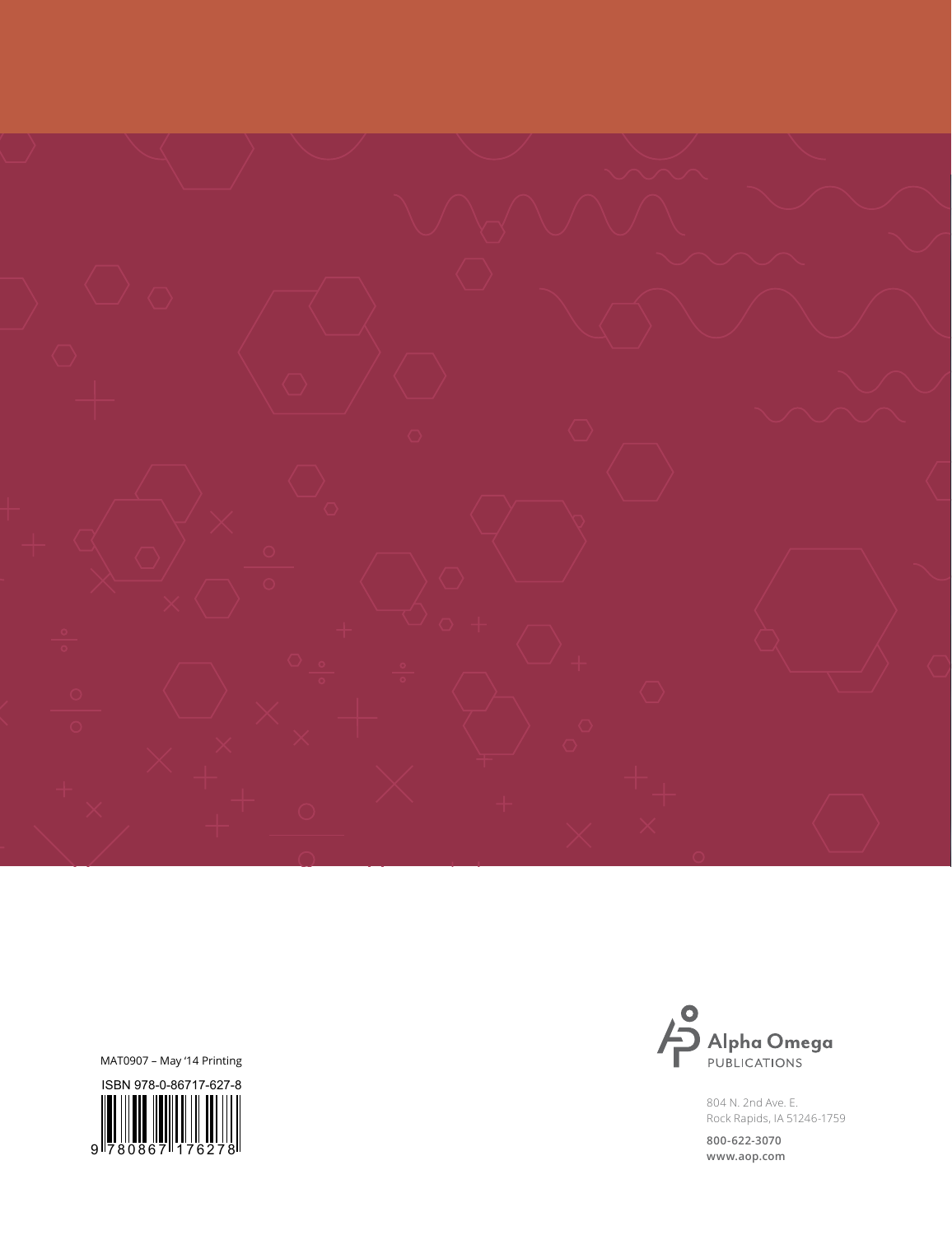MAT0907 – May '14 Printing

ISBN 978-0-86717-627-8

9 780867 176278

Alpha Omega
PUBLICATIONS

804 N. 2nd Ave. E.
Rock Rapids, IA 51246-1759

**800-622-3070**
**www.aop.com**